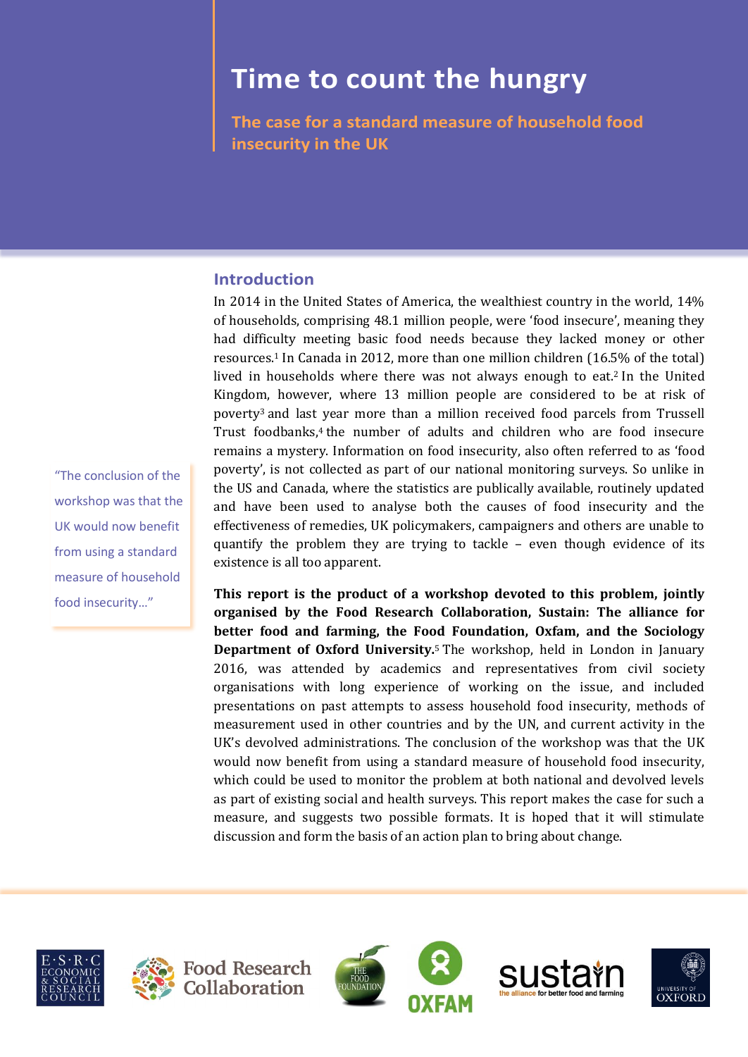# Time to count the hungry

## The case for a standard measure of household food insecurity in the UK

## Introduction

In 2014 in the United States of America, the wealthiest country in the world, 14% of households, comprising 48.1 million people, were 'food insecure', meaning they had difficulty meeting basic food needs because they lacked money or other resources.[1] In Canada in 2012, more than one million children (16.5% of the total) lived in households where there was not always enough to eat.[2] In the United Kingdom, however, where 13 million people are considered to be at risk of poverty[3] and last year more than a million received food parcels from Trussell Trust foodbanks,[4] the number of adults and children who are food insecure remains a mystery. Information on food insecurity, also often referred to as 'food poverty', is not collected as part of our national monitoring surveys. So unlike in the US and Canada, where the statistics are publically available, routinely updated and have been used to analyse both the causes of food insecurity and the effectiveness of remedies, UK policymakers, campaigners and others are unable to quantify the problem they are trying to tackle – even though evidence of its existence is all too apparent.

> "The conclusion of the workshop was that the UK would now benefit from using a standard measure of household food insecurity..."

**This report is the product of a workshop devoted to this problem, jointly organised by the Food Research Collaboration, Sustain: The alliance for better food and farming, the Food Foundation, Oxfam, and the Sociology Department of Oxford University.**[5] The workshop, held in London in January 2016, was attended by academics and representatives from civil society organisations with long experience of working on the issue, and included presentations on past attempts to assess household food insecurity, methods of measurement used in other countries and by the UN, and current activity in the UK's devolved administrations. The conclusion of the workshop was that the UK would now benefit from using a standard measure of household food insecurity, which could be used to monitor the problem at both national and devolved levels as part of existing social and health surveys. This report makes the case for such a measure, and suggests two possible formats. It is hoped that it will stimulate discussion and form the basis of an action plan to bring about change.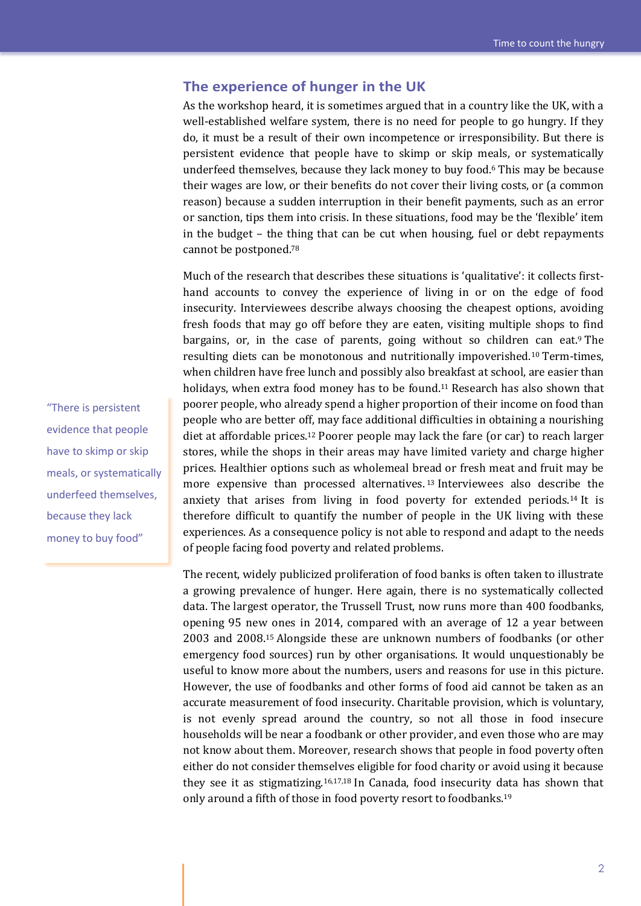## The experience of hunger in the UK

As the workshop heard, it is sometimes argued that in a country like the UK, with a well-established welfare system, there is no need for people to go hungry. If they do, it must be a result of their own incompetence or irresponsibility. But there is persistent evidence that people have to skimp or skip meals, or systematically underfeed themselves, because they lack money to buy food.[6] This may be because their wages are low, or their benefits do not cover their living costs, or (a common reason) because a sudden interruption in their benefit payments, such as an error or sanction, tips them into crisis. In these situations, food may be the 'flexible' item in the budget – the thing that can be cut when housing, fuel or debt repayments cannot be postponed.[7,8]

> "There is persistent evidence that people have to skimp or skip meals, or systematically underfeed themselves, because they lack money to buy food"

Much of the research that describes these situations is 'qualitative': it collects first-hand accounts to convey the experience of living in or on the edge of food insecurity. Interviewees describe always choosing the cheapest options, avoiding fresh foods that may go off before they are eaten, visiting multiple shops to find bargains, or, in the case of parents, going without so children can eat.[9] The resulting diets can be monotonous and nutritionally impoverished.[10] Term-times, when children have free lunch and possibly also breakfast at school, are easier than holidays, when extra food money has to be found.[11] Research has also shown that poorer people, who already spend a higher proportion of their income on food than people who are better off, may face additional difficulties in obtaining a nourishing diet at affordable prices.[12] Poorer people may lack the fare (or car) to reach larger stores, while the shops in their areas may have limited variety and charge higher prices. Healthier options such as wholemeal bread or fresh meat and fruit may be more expensive than processed alternatives.[13] Interviewees also describe the anxiety that arises from living in food poverty for extended periods.[14] It is therefore difficult to quantify the number of people in the UK living with these experiences. As a consequence policy is not able to respond and adapt to the needs of people facing food poverty and related problems.

The recent, widely publicized proliferation of food banks is often taken to illustrate a growing prevalence of hunger. Here again, there is no systematically collected data. The largest operator, the Trussell Trust, now runs more than 400 foodbanks, opening 95 new ones in 2014, compared with an average of 12 a year between 2003 and 2008.[15] Alongside these are unknown numbers of foodbanks (or other emergency food sources) run by other organisations. It would unquestionably be useful to know more about the numbers, users and reasons for use in this picture. However, the use of foodbanks and other forms of food aid cannot be taken as an accurate measurement of food insecurity. Charitable provision, which is voluntary, is not evenly spread around the country, so not all those in food insecure households will be near a foodbank or other provider, and even those who are may not know about them. Moreover, research shows that people in food poverty often either do not consider themselves eligible for food charity or avoid using it because they see it as stigmatizing.[16,17,18] In Canada, food insecurity data has shown that only around a fifth of those in food poverty resort to foodbanks.[19]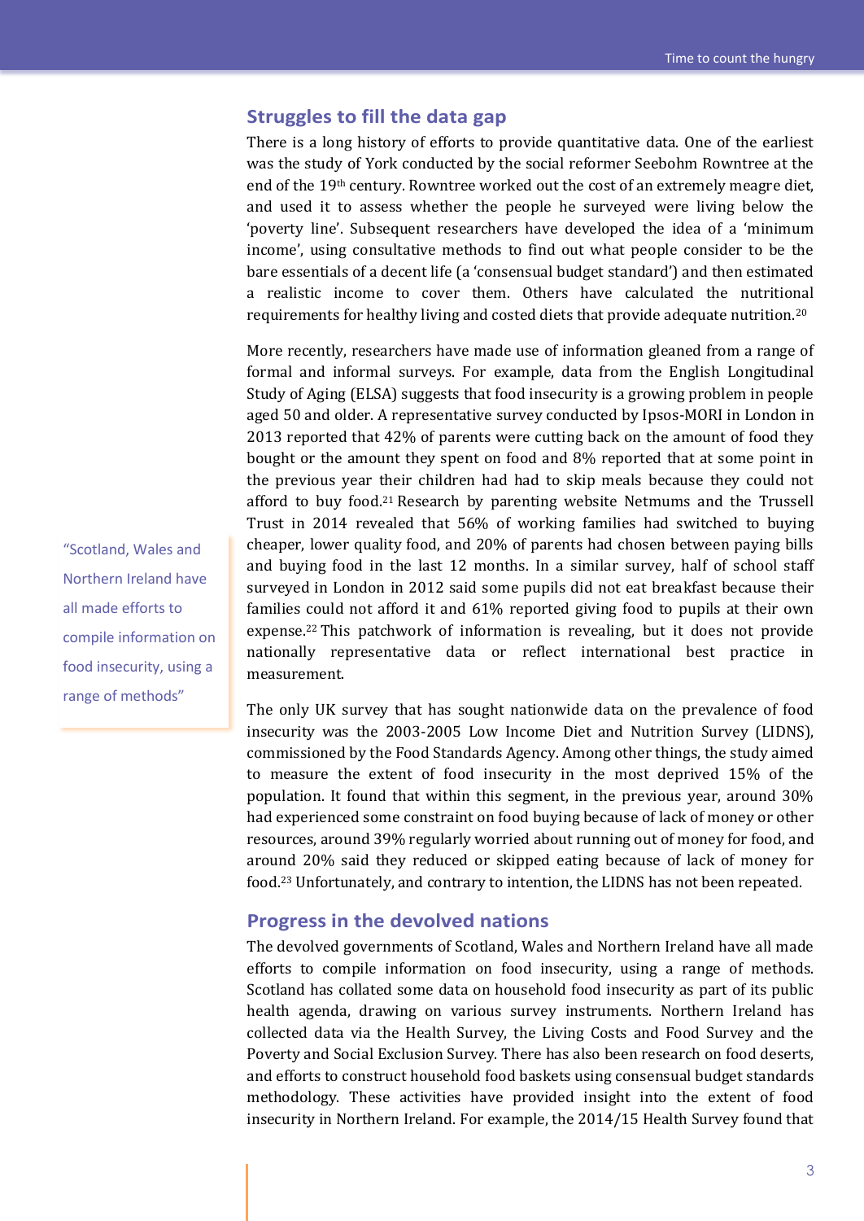## Struggles to fill the data gap

There is a long history of efforts to provide quantitative data. One of the earliest was the study of York conducted by the social reformer Seebohm Rowntree at the end of the 19th century. Rowntree worked out the cost of an extremely meagre diet, and used it to assess whether the people he surveyed were living below the 'poverty line'. Subsequent researchers have developed the idea of a 'minimum income', using consultative methods to find out what people consider to be the bare essentials of a decent life (a 'consensual budget standard') and then estimated a realistic income to cover them. Others have calculated the nutritional requirements for healthy living and costed diets that provide adequate nutrition.[20]

More recently, researchers have made use of information gleaned from a range of formal and informal surveys. For example, data from the English Longitudinal Study of Aging (ELSA) suggests that food insecurity is a growing problem in people aged 50 and older. A representative survey conducted by Ipsos-MORI in London in 2013 reported that 42% of parents were cutting back on the amount of food they bought or the amount they spent on food and 8% reported that at some point in the previous year their children had had to skip meals because they could not afford to buy food.[21] Research by parenting website Netmums and the Trussell Trust in 2014 revealed that 56% of working families had switched to buying cheaper, lower quality food, and 20% of parents had chosen between paying bills and buying food in the last 12 months. In a similar survey, half of school staff surveyed in London in 2012 said some pupils did not eat breakfast because their families could not afford it and 61% reported giving food to pupils at their own expense.[22] This patchwork of information is revealing, but it does not provide nationally representative data or reflect international best practice in measurement.

> "Scotland, Wales and Northern Ireland have all made efforts to compile information on food insecurity, using a range of methods"

The only UK survey that has sought nationwide data on the prevalence of food insecurity was the 2003-2005 Low Income Diet and Nutrition Survey (LIDNS), commissioned by the Food Standards Agency. Among other things, the study aimed to measure the extent of food insecurity in the most deprived 15% of the population. It found that within this segment, in the previous year, around 30% had experienced some constraint on food buying because of lack of money or other resources, around 39% regularly worried about running out of money for food, and around 20% said they reduced or skipped eating because of lack of money for food.[23] Unfortunately, and contrary to intention, the LIDNS has not been repeated.

## Progress in the devolved nations

The devolved governments of Scotland, Wales and Northern Ireland have all made efforts to compile information on food insecurity, using a range of methods. Scotland has collated some data on household food insecurity as part of its public health agenda, drawing on various survey instruments. Northern Ireland has collected data via the Health Survey, the Living Costs and Food Survey and the Poverty and Social Exclusion Survey. There has also been research on food deserts, and efforts to construct household food baskets using consensual budget standards methodology. These activities have provided insight into the extent of food insecurity in Northern Ireland. For example, the 2014/15 Health Survey found that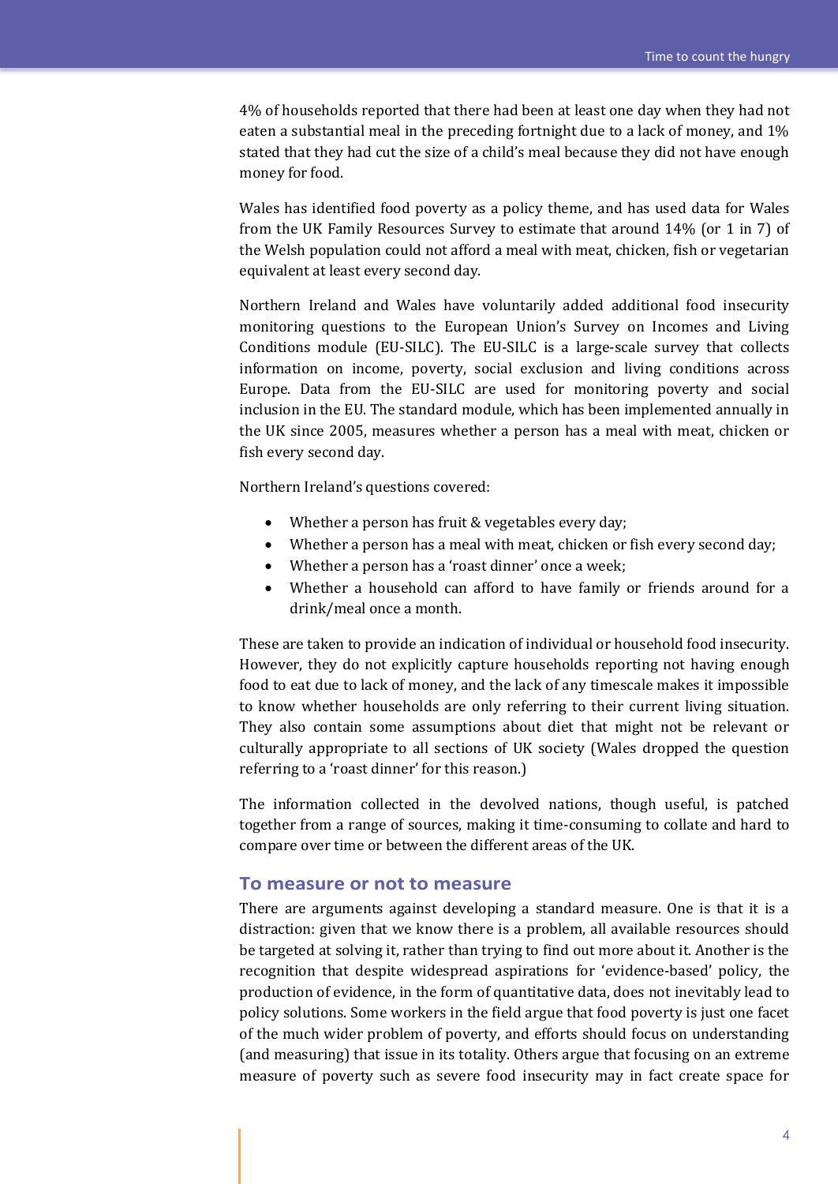4% of households reported that there had been at least one day when they had not eaten a substantial meal in the preceding fortnight due to a lack of money, and 1% stated that they had cut the size of a child's meal because they did not have enough money for food.

Wales has identified food poverty as a policy theme, and has used data for Wales from the UK Family Resources Survey to estimate that around 14% (or 1 in 7) of the Welsh population could not afford a meal with meat, chicken, fish or vegetarian equivalent at least every second day.

Northern Ireland and Wales have voluntarily added additional food insecurity monitoring questions to the European Union's Survey on Incomes and Living Conditions module (EU-SILC). The EU-SILC is a large-scale survey that collects information on income, poverty, social exclusion and living conditions across Europe. Data from the EU-SILC are used for monitoring poverty and social inclusion in the EU. The standard module, which has been implemented annually in the UK since 2005, measures whether a person has a meal with meat, chicken or fish every second day.

Northern Ireland's questions covered:

- Whether a person has fruit & vegetables every day;
- Whether a person has a meal with meat, chicken or fish every second day;
- Whether a person has a 'roast dinner' once a week;
- Whether a household can afford to have family or friends around for a drink/meal once a month.

These are taken to provide an indication of individual or household food insecurity. However, they do not explicitly capture households reporting not having enough food to eat due to lack of money, and the lack of any timescale makes it impossible to know whether households are only referring to their current living situation. They also contain some assumptions about diet that might not be relevant or culturally appropriate to all sections of UK society (Wales dropped the question referring to a 'roast dinner' for this reason.)

The information collected in the devolved nations, though useful, is patched together from a range of sources, making it time-consuming to collate and hard to compare over time or between the different areas of the UK.

## To measure or not to measure

There are arguments against developing a standard measure. One is that it is a distraction: given that we know there is a problem, all available resources should be targeted at solving it, rather than trying to find out more about it. Another is the recognition that despite widespread aspirations for 'evidence-based' policy, the production of evidence, in the form of quantitative data, does not inevitably lead to policy solutions. Some workers in the field argue that food poverty is just one facet of the much wider problem of poverty, and efforts should focus on understanding (and measuring) that issue in its totality. Others argue that focusing on an extreme measure of poverty such as severe food insecurity may in fact create space for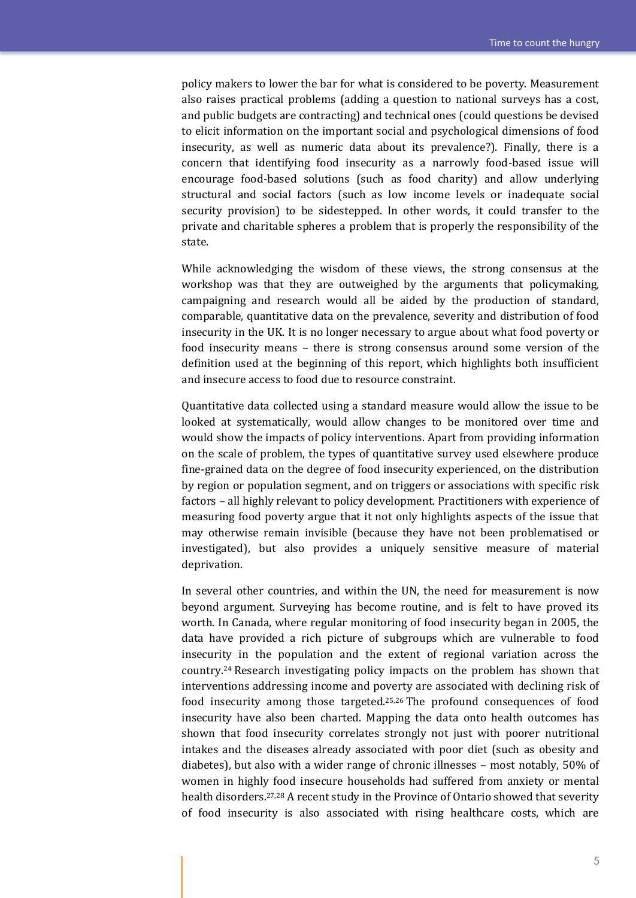policy makers to lower the bar for what is considered to be poverty. Measurement also raises practical problems (adding a question to national surveys has a cost, and public budgets are contracting) and technical ones (could questions be devised to elicit information on the important social and psychological dimensions of food insecurity, as well as numeric data about its prevalence?). Finally, there is a concern that identifying food insecurity as a narrowly food-based issue will encourage food-based solutions (such as food charity) and allow underlying structural and social factors (such as low income levels or inadequate social security provision) to be sidestepped. In other words, it could transfer to the private and charitable spheres a problem that is properly the responsibility of the state.

While acknowledging the wisdom of these views, the strong consensus at the workshop was that they are outweighed by the arguments that policymaking, campaigning and research would all be aided by the production of standard, comparable, quantitative data on the prevalence, severity and distribution of food insecurity in the UK. It is no longer necessary to argue about what food poverty or food insecurity means – there is strong consensus around some version of the definition used at the beginning of this report, which highlights both insufficient and insecure access to food due to resource constraint.

Quantitative data collected using a standard measure would allow the issue to be looked at systematically, would allow changes to be monitored over time and would show the impacts of policy interventions. Apart from providing information on the scale of problem, the types of quantitative survey used elsewhere produce fine-grained data on the degree of food insecurity experienced, on the distribution by region or population segment, and on triggers or associations with specific risk factors – all highly relevant to policy development. Practitioners with experience of measuring food poverty argue that it not only highlights aspects of the issue that may otherwise remain invisible (because they have not been problematised or investigated), but also provides a uniquely sensitive measure of material deprivation.

In several other countries, and within the UN, the need for measurement is now beyond argument. Surveying has become routine, and is felt to have proved its worth. In Canada, where regular monitoring of food insecurity began in 2005, the data have provided a rich picture of subgroups which are vulnerable to food insecurity in the population and the extent of regional variation across the country.[24] Research investigating policy impacts on the problem has shown that interventions addressing income and poverty are associated with declining risk of food insecurity among those targeted.[25,26] The profound consequences of food insecurity have also been charted. Mapping the data onto health outcomes has shown that food insecurity correlates strongly not just with poorer nutritional intakes and the diseases already associated with poor diet (such as obesity and diabetes), but also with a wider range of chronic illnesses – most notably, 50% of women in highly food insecure households had suffered from anxiety or mental health disorders.[27,28] A recent study in the Province of Ontario showed that severity of food insecurity is also associated with rising healthcare costs, which are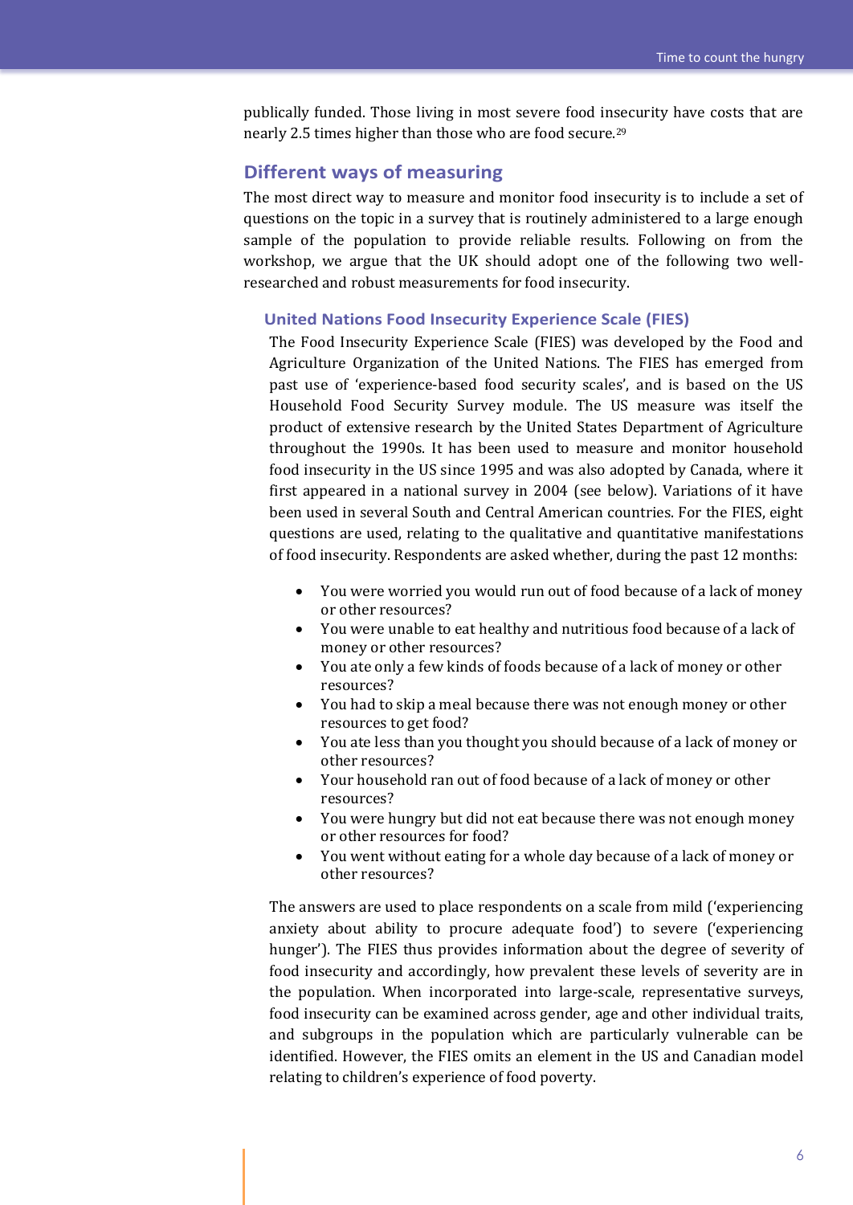publically funded. Those living in most severe food insecurity have costs that are nearly 2.5 times higher than those who are food secure.[29]

## Different ways of measuring

The most direct way to measure and monitor food insecurity is to include a set of questions on the topic in a survey that is routinely administered to a large enough sample of the population to provide reliable results. Following on from the workshop, we argue that the UK should adopt one of the following two well-researched and robust measurements for food insecurity.

### United Nations Food Insecurity Experience Scale (FIES)

The Food Insecurity Experience Scale (FIES) was developed by the Food and Agriculture Organization of the United Nations. The FIES has emerged from past use of 'experience-based food security scales', and is based on the US Household Food Security Survey module. The US measure was itself the product of extensive research by the United States Department of Agriculture throughout the 1990s. It has been used to measure and monitor household food insecurity in the US since 1995 and was also adopted by Canada, where it first appeared in a national survey in 2004 (see below). Variations of it have been used in several South and Central American countries. For the FIES, eight questions are used, relating to the qualitative and quantitative manifestations of food insecurity. Respondents are asked whether, during the past 12 months:

- You were worried you would run out of food because of a lack of money or other resources?
- You were unable to eat healthy and nutritious food because of a lack of money or other resources?
- You ate only a few kinds of foods because of a lack of money or other resources?
- You had to skip a meal because there was not enough money or other resources to get food?
- You ate less than you thought you should because of a lack of money or other resources?
- Your household ran out of food because of a lack of money or other resources?
- You were hungry but did not eat because there was not enough money or other resources for food?
- You went without eating for a whole day because of a lack of money or other resources?

The answers are used to place respondents on a scale from mild ('experiencing anxiety about ability to procure adequate food') to severe ('experiencing hunger'). The FIES thus provides information about the degree of severity of food insecurity and accordingly, how prevalent these levels of severity are in the population. When incorporated into large-scale, representative surveys, food insecurity can be examined across gender, age and other individual traits, and subgroups in the population which are particularly vulnerable can be identified. However, the FIES omits an element in the US and Canadian model relating to children's experience of food poverty.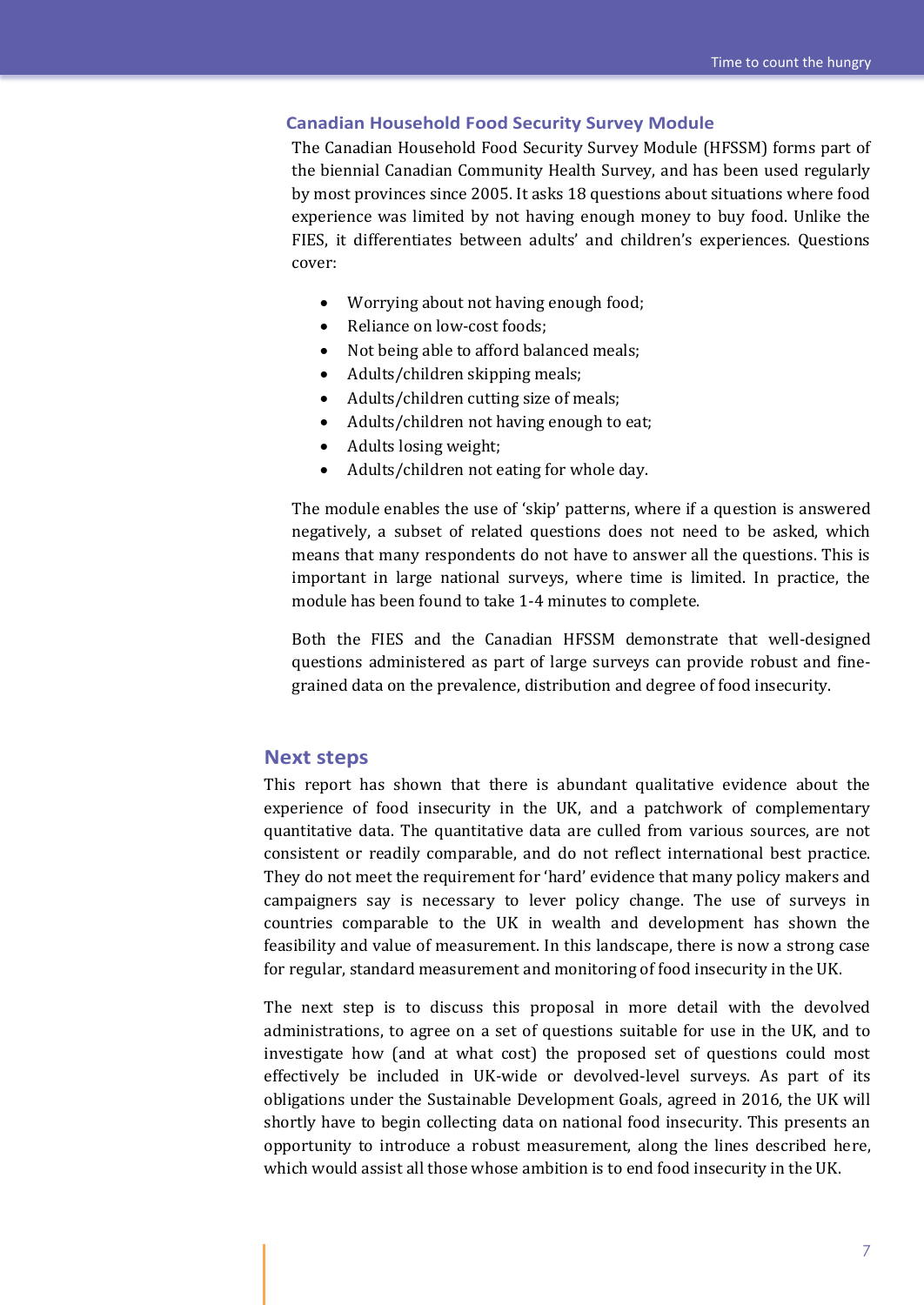### Canadian Household Food Security Survey Module

The Canadian Household Food Security Survey Module (HFSSM) forms part of the biennial Canadian Community Health Survey, and has been used regularly by most provinces since 2005. It asks 18 questions about situations where food experience was limited by not having enough money to buy food. Unlike the FIES, it differentiates between adults' and children's experiences. Questions cover:

- Worrying about not having enough food;
- Reliance on low-cost foods;
- Not being able to afford balanced meals;
- Adults/children skipping meals;
- Adults/children cutting size of meals;
- Adults/children not having enough to eat;
- Adults losing weight;
- Adults/children not eating for whole day.

The module enables the use of 'skip' patterns, where if a question is answered negatively, a subset of related questions does not need to be asked, which means that many respondents do not have to answer all the questions. This is important in large national surveys, where time is limited. In practice, the module has been found to take 1-4 minutes to complete.

Both the FIES and the Canadian HFSSM demonstrate that well-designed questions administered as part of large surveys can provide robust and fine-grained data on the prevalence, distribution and degree of food insecurity.

## Next steps

This report has shown that there is abundant qualitative evidence about the experience of food insecurity in the UK, and a patchwork of complementary quantitative data. The quantitative data are culled from various sources, are not consistent or readily comparable, and do not reflect international best practice. They do not meet the requirement for 'hard' evidence that many policy makers and campaigners say is necessary to lever policy change. The use of surveys in countries comparable to the UK in wealth and development has shown the feasibility and value of measurement. In this landscape, there is now a strong case for regular, standard measurement and monitoring of food insecurity in the UK.

The next step is to discuss this proposal in more detail with the devolved administrations, to agree on a set of questions suitable for use in the UK, and to investigate how (and at what cost) the proposed set of questions could most effectively be included in UK-wide or devolved-level surveys. As part of its obligations under the Sustainable Development Goals, agreed in 2016, the UK will shortly have to begin collecting data on national food insecurity. This presents an opportunity to introduce a robust measurement, along the lines described here, which would assist all those whose ambition is to end food insecurity in the UK.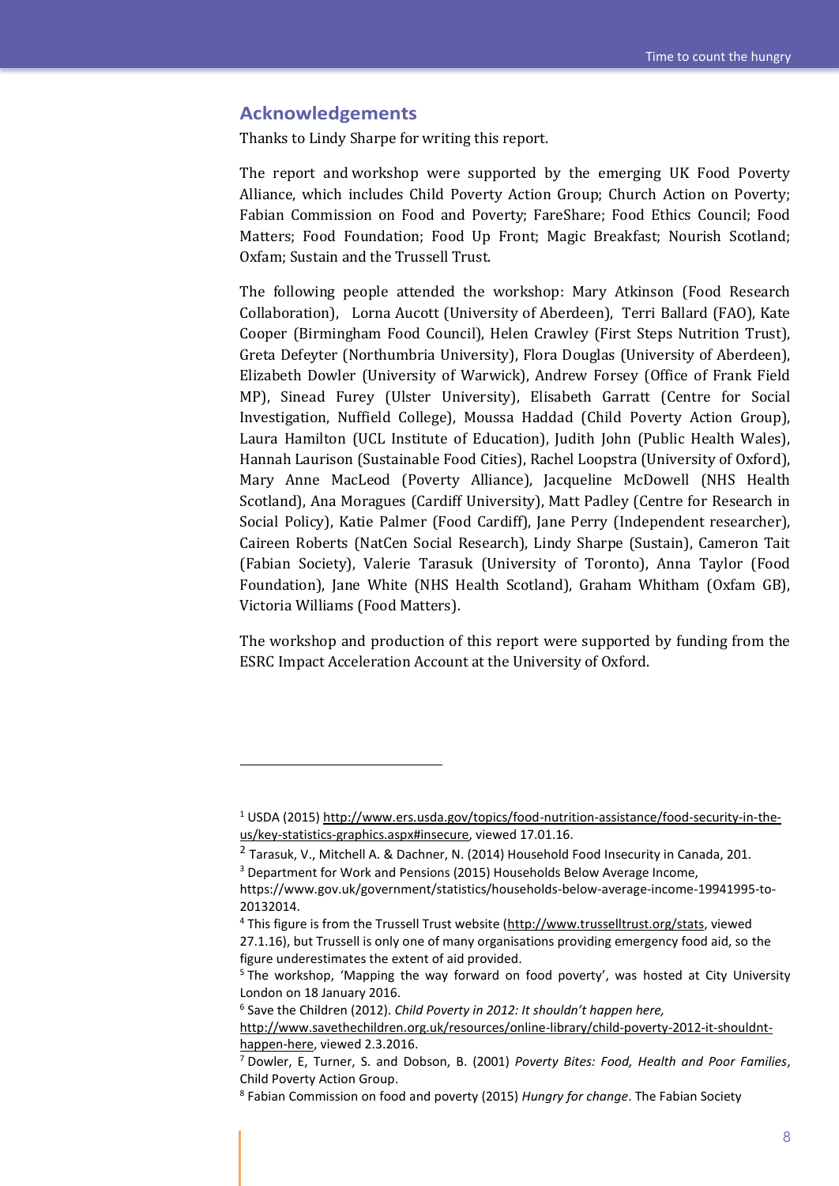## Acknowledgements

Thanks to Lindy Sharpe for writing this report.

The report and workshop were supported by the emerging UK Food Poverty Alliance, which includes Child Poverty Action Group; Church Action on Poverty; Fabian Commission on Food and Poverty; FareShare; Food Ethics Council; Food Matters; Food Foundation; Food Up Front; Magic Breakfast; Nourish Scotland; Oxfam; Sustain and the Trussell Trust.

The following people attended the workshop: Mary Atkinson (Food Research Collaboration), Lorna Aucott (University of Aberdeen), Terri Ballard (FAO), Kate Cooper (Birmingham Food Council), Helen Crawley (First Steps Nutrition Trust), Greta Defeyter (Northumbria University), Flora Douglas (University of Aberdeen), Elizabeth Dowler (University of Warwick), Andrew Forsey (Office of Frank Field MP), Sinead Furey (Ulster University), Elisabeth Garratt (Centre for Social Investigation, Nuffield College), Moussa Haddad (Child Poverty Action Group), Laura Hamilton (UCL Institute of Education), Judith John (Public Health Wales), Hannah Laurison (Sustainable Food Cities), Rachel Loopstra (University of Oxford), Mary Anne MacLeod (Poverty Alliance), Jacqueline McDowell (NHS Health Scotland), Ana Moragues (Cardiff University), Matt Padley (Centre for Research in Social Policy), Katie Palmer (Food Cardiff), Jane Perry (Independent researcher), Caireen Roberts (NatCen Social Research), Lindy Sharpe (Sustain), Cameron Tait (Fabian Society), Valerie Tarasuk (University of Toronto), Anna Taylor (Food Foundation), Jane White (NHS Health Scotland), Graham Whitham (Oxfam GB), Victoria Williams (Food Matters).

The workshop and production of this report were supported by funding from the ESRC Impact Acceleration Account at the University of Oxford.

---

[1] USDA (2015) http://www.ers.usda.gov/topics/food-nutrition-assistance/food-security-in-the-us/key-statistics-graphics.aspx#insecure, viewed 17.01.16.

[2] Tarasuk, V., Mitchell A. & Dachner, N. (2014) Household Food Insecurity in Canada, 201.

[3] Department for Work and Pensions (2015) Households Below Average Income, https://www.gov.uk/government/statistics/households-below-average-income-19941995-to-20132014.

[4] This figure is from the Trussell Trust website (http://www.trusselltrust.org/stats, viewed 27.1.16), but Trussell is only one of many organisations providing emergency food aid, so the figure underestimates the extent of aid provided.

[5] The workshop, 'Mapping the way forward on food poverty', was hosted at City University London on 18 January 2016.

[6] Save the Children (2012). *Child Poverty in 2012: It shouldn't happen here,* http://www.savethechildren.org.uk/resources/online-library/child-poverty-2012-it-shouldnt-happen-here, viewed 2.3.2016.

[7] Dowler, E, Turner, S. and Dobson, B. (2001) *Poverty Bites: Food, Health and Poor Families*, Child Poverty Action Group.

[8] Fabian Commission on food and poverty (2015) *Hungry for change*. The Fabian Society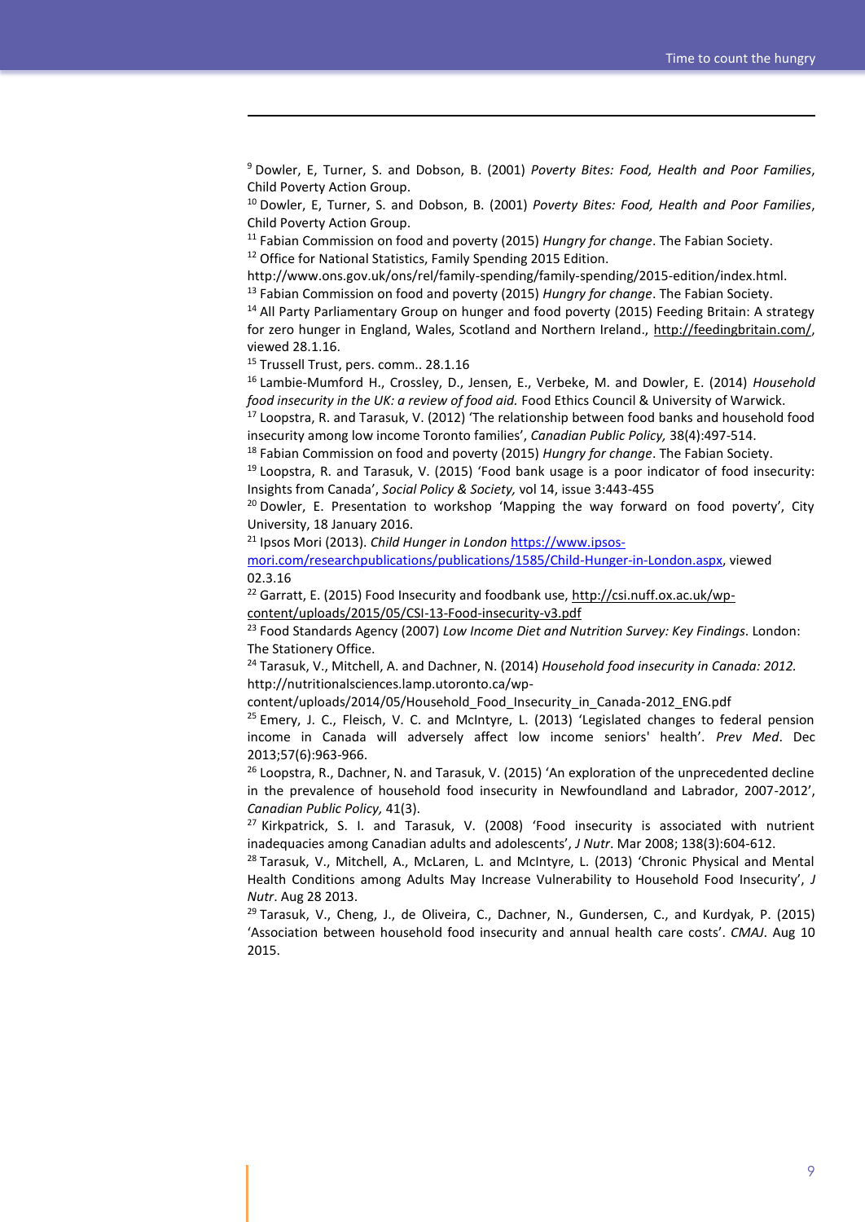[9] Dowler, E, Turner, S. and Dobson, B. (2001) *Poverty Bites: Food, Health and Poor Families*, Child Poverty Action Group.

[10] Dowler, E, Turner, S. and Dobson, B. (2001) *Poverty Bites: Food, Health and Poor Families*, Child Poverty Action Group.

[11] Fabian Commission on food and poverty (2015) *Hungry for change*. The Fabian Society.

[12] Office for National Statistics, Family Spending 2015 Edition. http://www.ons.gov.uk/ons/rel/family-spending/family-spending/2015-edition/index.html.

[13] Fabian Commission on food and poverty (2015) *Hungry for change*. The Fabian Society.

[14] All Party Parliamentary Group on hunger and food poverty (2015) Feeding Britain: A strategy for zero hunger in England, Wales, Scotland and Northern Ireland., http://feedingbritain.com/, viewed 28.1.16.

[15] Trussell Trust, pers. comm.. 28.1.16

[16] Lambie-Mumford H., Crossley, D., Jensen, E., Verbeke, M. and Dowler, E. (2014) *Household food insecurity in the UK: a review of food aid.* Food Ethics Council & University of Warwick.

[17] Loopstra, R. and Tarasuk, V. (2012) 'The relationship between food banks and household food insecurity among low income Toronto families', *Canadian Public Policy,* 38(4):497-514.

[18] Fabian Commission on food and poverty (2015) *Hungry for change*. The Fabian Society.

[19] Loopstra, R. and Tarasuk, V. (2015) 'Food bank usage is a poor indicator of food insecurity: Insights from Canada', *Social Policy & Society,* vol 14, issue 3:443-455

[20] Dowler, E. Presentation to workshop 'Mapping the way forward on food poverty', City University, 18 January 2016.

[21] Ipsos Mori (2013). *Child Hunger in London* https://www.ipsos-mori.com/researchpublications/publications/1585/Child-Hunger-in-London.aspx, viewed 02.3.16

[22] Garratt, E. (2015) Food Insecurity and foodbank use, http://csi.nuff.ox.ac.uk/wp-content/uploads/2015/05/CSI-13-Food-insecurity-v3.pdf

[23] Food Standards Agency (2007) *Low Income Diet and Nutrition Survey: Key Findings*. London: The Stationery Office.

[24] Tarasuk, V., Mitchell, A. and Dachner, N. (2014) *Household food insecurity in Canada: 2012.* http://nutritionalsciences.lamp.utoronto.ca/wp-content/uploads/2014/05/Household_Food_Insecurity_in_Canada-2012_ENG.pdf

[25] Emery, J. C., Fleisch, V. C. and McIntyre, L. (2013) 'Legislated changes to federal pension income in Canada will adversely affect low income seniors' health'. *Prev Med*. Dec 2013;57(6):963-966.

[26] Loopstra, R., Dachner, N. and Tarasuk, V. (2015) 'An exploration of the unprecedented decline in the prevalence of household food insecurity in Newfoundland and Labrador, 2007-2012', *Canadian Public Policy,* 41(3).

[27] Kirkpatrick, S. I. and Tarasuk, V. (2008) 'Food insecurity is associated with nutrient inadequacies among Canadian adults and adolescents', *J Nutr*. Mar 2008; 138(3):604-612.

[28] Tarasuk, V., Mitchell, A., McLaren, L. and McIntyre, L. (2013) 'Chronic Physical and Mental Health Conditions among Adults May Increase Vulnerability to Household Food Insecurity', *J Nutr*. Aug 28 2013.

[29] Tarasuk, V., Cheng, J., de Oliveira, C., Dachner, N., Gundersen, C., and Kurdyak, P. (2015) 'Association between household food insecurity and annual health care costs'. *CMAJ*. Aug 10 2015.